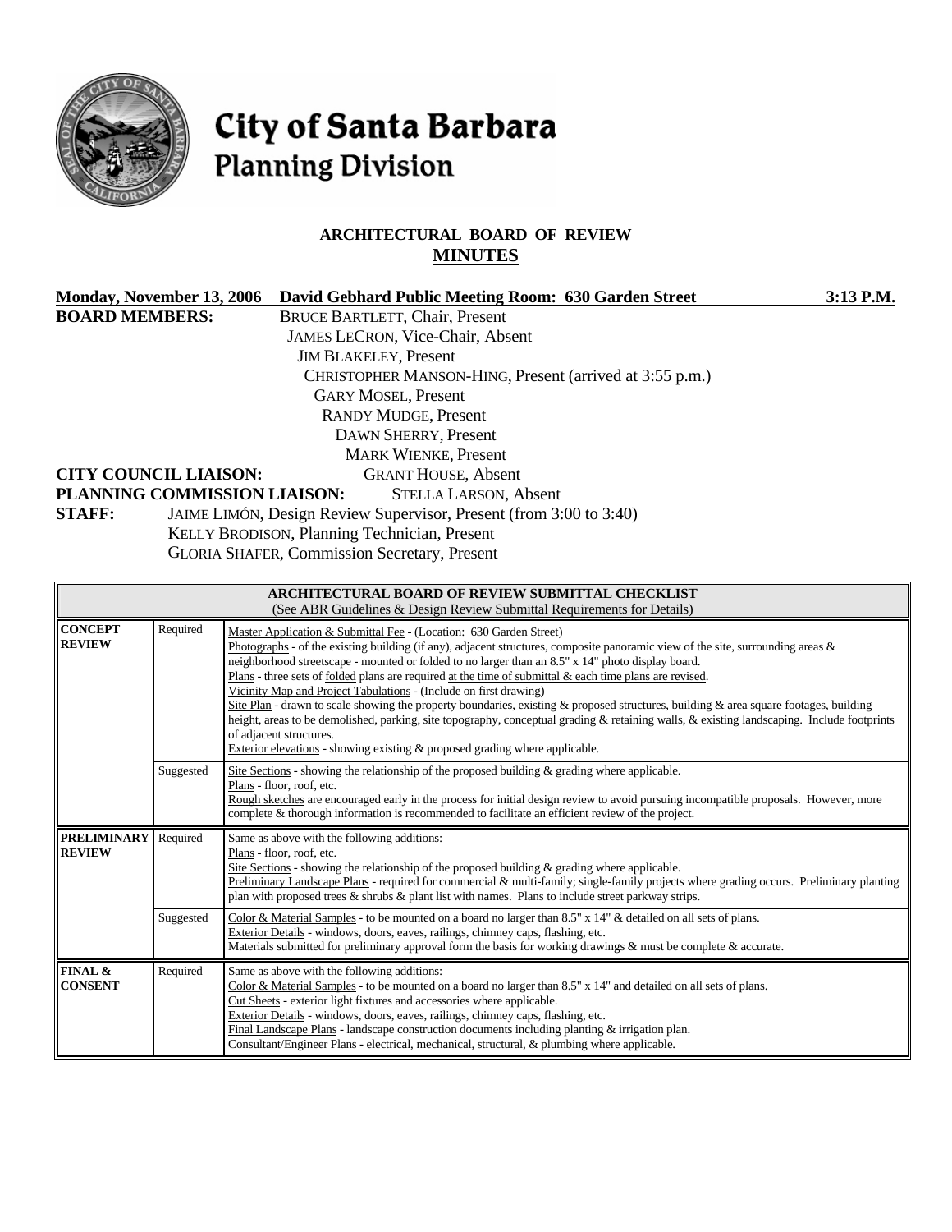# City of Santa Barbara
## Planning Division

### ARCHITECTURAL BOARD OF REVIEW
### MINUTES

**Monday, November 13, 2006** **David Gebhard Public Meeting Room: 630 Garden Street** **3:13 P.M.**

**BOARD MEMBERS:**
BRUCE BARTLETT, Chair, Present
JAMES LECRON, Vice-Chair, Absent
JIM BLAKELEY, Present
CHRISTOPHER MANSON-HING, Present (arrived at 3:55 p.m.)
GARY MOSEL, Present
RANDY MUDGE, Present
DAWN SHERRY, Present
MARK WIENKE, Present

**CITY COUNCIL LIAISON:** GRANT HOUSE, Absent

**PLANNING COMMISSION LIAISON:** STELLA LARSON, Absent

**STAFF:**
JAIME LIMÓN, Design Review Supervisor, Present (from 3:00 to 3:40)
KELLY BRODISON, Planning Technician, Present
GLORIA SHAFER, Commission Secretary, Present

| ARCHITECTURAL BOARD OF REVIEW SUBMITTAL CHECKLIST (See ABR Guidelines & Design Review Submittal Requirements for Details) | | |
|---|---|---|
| **CONCEPT REVIEW** | Required | Master Application & Submittal Fee - (Location: 630 Garden Street)<br>Photographs - of the existing building (if any), adjacent structures, composite panoramic view of the site, surrounding areas & neighborhood streetscape - mounted or folded to no larger than an 8.5" x 14" photo display board.<br>Plans - three sets of folded plans are required at the time of submittal & each time plans are revised.<br>Vicinity Map and Project Tabulations - (Include on first drawing)<br>Site Plan - drawn to scale showing the property boundaries, existing & proposed structures, building & area square footages, building height, areas to be demolished, parking, site topography, conceptual grading & retaining walls, & existing landscaping. Include footprints of adjacent structures.<br>Exterior elevations - showing existing & proposed grading where applicable. |
| | Suggested | Site Sections - showing the relationship of the proposed building & grading where applicable.<br>Plans - floor, roof, etc.<br>Rough sketches are encouraged early in the process for initial design review to avoid pursuing incompatible proposals. However, more complete & thorough information is recommended to facilitate an efficient review of the project. |
| **PRELIMINARY REVIEW** | Required | Same as above with the following additions:<br>Plans - floor, roof, etc.<br>Site Sections - showing the relationship of the proposed building & grading where applicable.<br>Preliminary Landscape Plans - required for commercial & multi-family; single-family projects where grading occurs. Preliminary planting plan with proposed trees & shrubs & plant list with names. Plans to include street parkway strips. |
| | Suggested | Color & Material Samples - to be mounted on a board no larger than 8.5" x 14" & detailed on all sets of plans.<br>Exterior Details - windows, doors, eaves, railings, chimney caps, flashing, etc.<br>Materials submitted for preliminary approval form the basis for working drawings & must be complete & accurate. |
| **FINAL & CONSENT** | Required | Same as above with the following additions:<br>Color & Material Samples - to be mounted on a board no larger than 8.5" x 14" and detailed on all sets of plans.<br>Cut Sheets - exterior light fixtures and accessories where applicable.<br>Exterior Details - windows, doors, eaves, railings, chimney caps, flashing, etc.<br>Final Landscape Plans - landscape construction documents including planting & irrigation plan.<br>Consultant/Engineer Plans - electrical, mechanical, structural, & plumbing where applicable. |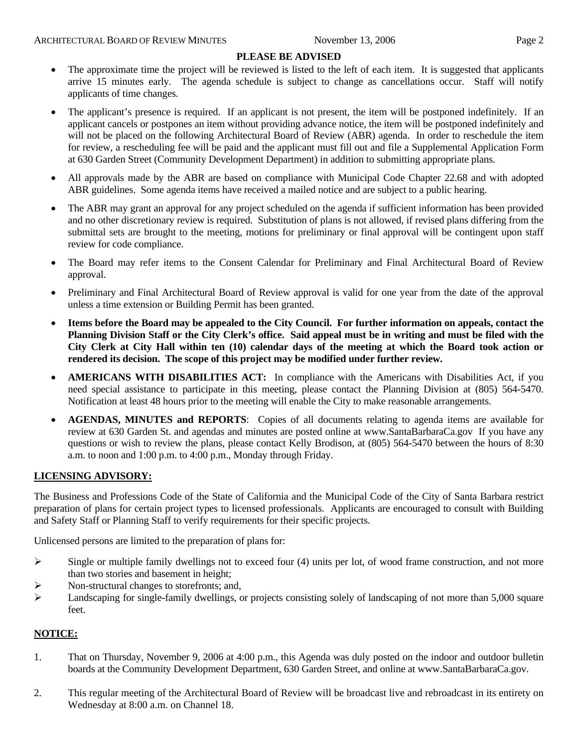**PLEASE BE ADVISED**

- The approximate time the project will be reviewed is listed to the left of each item. It is suggested that applicants arrive 15 minutes early. The agenda schedule is subject to change as cancellations occur. Staff will notify applicants of time changes.
- The applicant's presence is required. If an applicant is not present, the item will be postponed indefinitely. If an applicant cancels or postpones an item without providing advance notice, the item will be postponed indefinitely and will not be placed on the following Architectural Board of Review (ABR) agenda. In order to reschedule the item for review, a rescheduling fee will be paid and the applicant must fill out and file a Supplemental Application Form at 630 Garden Street (Community Development Department) in addition to submitting appropriate plans.
- All approvals made by the ABR are based on compliance with Municipal Code Chapter 22.68 and with adopted ABR guidelines. Some agenda items have received a mailed notice and are subject to a public hearing.
- The ABR may grant an approval for any project scheduled on the agenda if sufficient information has been provided and no other discretionary review is required. Substitution of plans is not allowed, if revised plans differing from the submittal sets are brought to the meeting, motions for preliminary or final approval will be contingent upon staff review for code compliance.
- The Board may refer items to the Consent Calendar for Preliminary and Final Architectural Board of Review approval.
- Preliminary and Final Architectural Board of Review approval is valid for one year from the date of the approval unless a time extension or Building Permit has been granted.
- **Items before the Board may be appealed to the City Council. For further information on appeals, contact the Planning Division Staff or the City Clerk's office. Said appeal must be in writing and must be filed with the City Clerk at City Hall within ten (10) calendar days of the meeting at which the Board took action or rendered its decision. The scope of this project may be modified under further review.**
- **AMERICANS WITH DISABILITIES ACT:** In compliance with the Americans with Disabilities Act, if you need special assistance to participate in this meeting, please contact the Planning Division at (805) 564-5470. Notification at least 48 hours prior to the meeting will enable the City to make reasonable arrangements.
- **AGENDAS, MINUTES and REPORTS**: Copies of all documents relating to agenda items are available for review at 630 Garden St. and agendas and minutes are posted online at www.SantaBarbaraCa.gov If you have any questions or wish to review the plans, please contact Kelly Brodison, at (805) 564-5470 between the hours of 8:30 a.m. to noon and 1:00 p.m. to 4:00 p.m., Monday through Friday.

## LICENSING ADVISORY:

The Business and Professions Code of the State of California and the Municipal Code of the City of Santa Barbara restrict preparation of plans for certain project types to licensed professionals. Applicants are encouraged to consult with Building and Safety Staff or Planning Staff to verify requirements for their specific projects.

Unlicensed persons are limited to the preparation of plans for:

- Single or multiple family dwellings not to exceed four (4) units per lot, of wood frame construction, and not more than two stories and basement in height;
- Non-structural changes to storefronts; and,
- Landscaping for single-family dwellings, or projects consisting solely of landscaping of not more than 5,000 square feet.

## NOTICE:

1. That on Thursday, November 9, 2006 at 4:00 p.m., this Agenda was duly posted on the indoor and outdoor bulletin boards at the Community Development Department, 630 Garden Street, and online at www.SantaBarbaraCa.gov.
2. This regular meeting of the Architectural Board of Review will be broadcast live and rebroadcast in its entirety on Wednesday at 8:00 a.m. on Channel 18.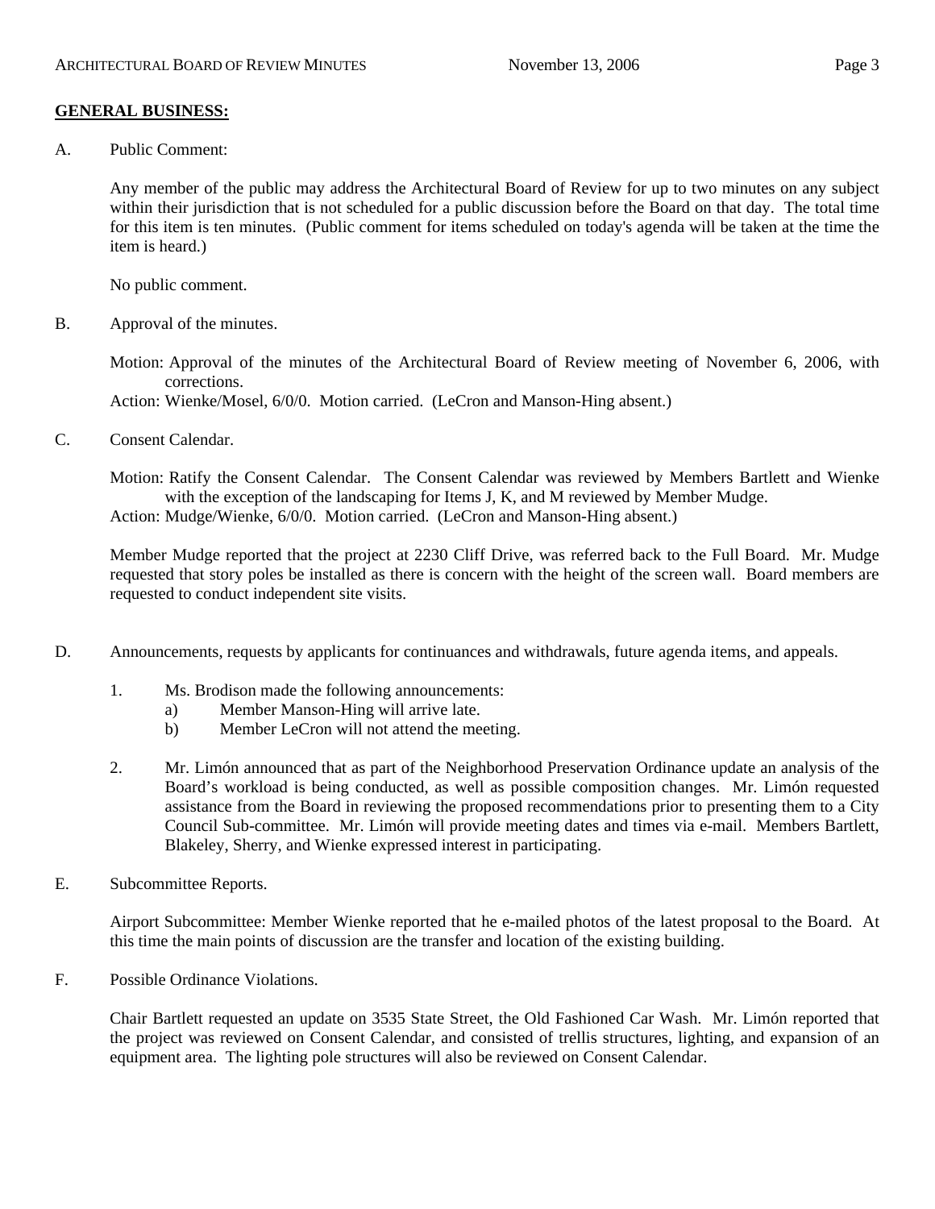**GENERAL BUSINESS:**

A. Public Comment:

Any member of the public may address the Architectural Board of Review for up to two minutes on any subject within their jurisdiction that is not scheduled for a public discussion before the Board on that day. The total time for this item is ten minutes. (Public comment for items scheduled on today's agenda will be taken at the time the item is heard.)

No public comment.

B. Approval of the minutes.

Motion: Approval of the minutes of the Architectural Board of Review meeting of November 6, 2006, with corrections.
Action: Wienke/Mosel, 6/0/0. Motion carried. (LeCron and Manson-Hing absent.)

C. Consent Calendar.

Motion: Ratify the Consent Calendar. The Consent Calendar was reviewed by Members Bartlett and Wienke with the exception of the landscaping for Items J, K, and M reviewed by Member Mudge.
Action: Mudge/Wienke, 6/0/0. Motion carried. (LeCron and Manson-Hing absent.)

Member Mudge reported that the project at 2230 Cliff Drive, was referred back to the Full Board. Mr. Mudge requested that story poles be installed as there is concern with the height of the screen wall. Board members are requested to conduct independent site visits.

D. Announcements, requests by applicants for continuances and withdrawals, future agenda items, and appeals.

1. Ms. Brodison made the following announcements:
   a) Member Manson-Hing will arrive late.
   b) Member LeCron will not attend the meeting.

2. Mr. Limón announced that as part of the Neighborhood Preservation Ordinance update an analysis of the Board's workload is being conducted, as well as possible composition changes. Mr. Limón requested assistance from the Board in reviewing the proposed recommendations prior to presenting them to a City Council Sub-committee. Mr. Limón will provide meeting dates and times via e-mail. Members Bartlett, Blakeley, Sherry, and Wienke expressed interest in participating.

E. Subcommittee Reports.

Airport Subcommittee: Member Wienke reported that he e-mailed photos of the latest proposal to the Board. At this time the main points of discussion are the transfer and location of the existing building.

F. Possible Ordinance Violations.

Chair Bartlett requested an update on 3535 State Street, the Old Fashioned Car Wash. Mr. Limón reported that the project was reviewed on Consent Calendar, and consisted of trellis structures, lighting, and expansion of an equipment area. The lighting pole structures will also be reviewed on Consent Calendar.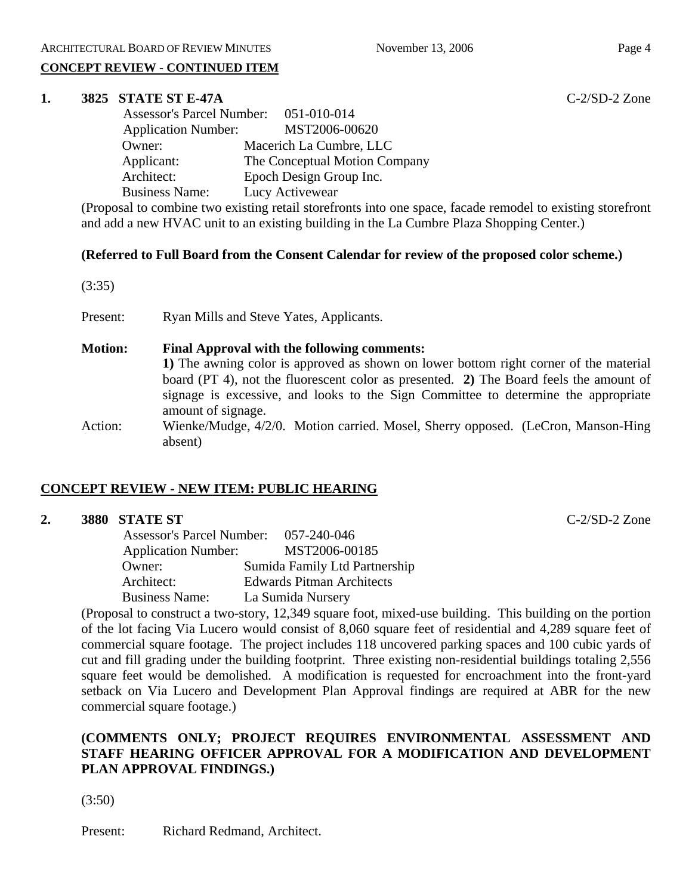## CONCEPT REVIEW - CONTINUED ITEM

**1. 3825 STATE ST E-47A** C-2/SD-2 Zone

Assessor's Parcel Number: 051-010-014
Application Number: MST2006-00620
Owner: Macerich La Cumbre, LLC
Applicant: The Conceptual Motion Company
Architect: Epoch Design Group Inc.
Business Name: Lucy Activewear

(Proposal to combine two existing retail storefronts into one space, facade remodel to existing storefront and add a new HVAC unit to an existing building in the La Cumbre Plaza Shopping Center.)

**(Referred to Full Board from the Consent Calendar for review of the proposed color scheme.)**

(3:35)

Present: Ryan Mills and Steve Yates, Applicants.

**Motion: Final Approval with the following comments:**
**1)** The awning color is approved as shown on lower bottom right corner of the material board (PT 4), not the fluorescent color as presented. **2)** The Board feels the amount of signage is excessive, and looks to the Sign Committee to determine the appropriate amount of signage.

Action: Wienke/Mudge, 4/2/0. Motion carried. Mosel, Sherry opposed. (LeCron, Manson-Hing absent)

## CONCEPT REVIEW - NEW ITEM: PUBLIC HEARING

**2. 3880 STATE ST** C-2/SD-2 Zone

Assessor's Parcel Number: 057-240-046
Application Number: MST2006-00185
Owner: Sumida Family Ltd Partnership
Architect: Edwards Pitman Architects
Business Name: La Sumida Nursery

(Proposal to construct a two-story, 12,349 square foot, mixed-use building. This building on the portion of the lot facing Via Lucero would consist of 8,060 square feet of residential and 4,289 square feet of commercial square footage. The project includes 118 uncovered parking spaces and 100 cubic yards of cut and fill grading under the building footprint. Three existing non-residential buildings totaling 2,556 square feet would be demolished. A modification is requested for encroachment into the front-yard setback on Via Lucero and Development Plan Approval findings are required at ABR for the new commercial square footage.)

**(COMMENTS ONLY; PROJECT REQUIRES ENVIRONMENTAL ASSESSMENT AND STAFF HEARING OFFICER APPROVAL FOR A MODIFICATION AND DEVELOPMENT PLAN APPROVAL FINDINGS.)**

(3:50)

Present: Richard Redmand, Architect.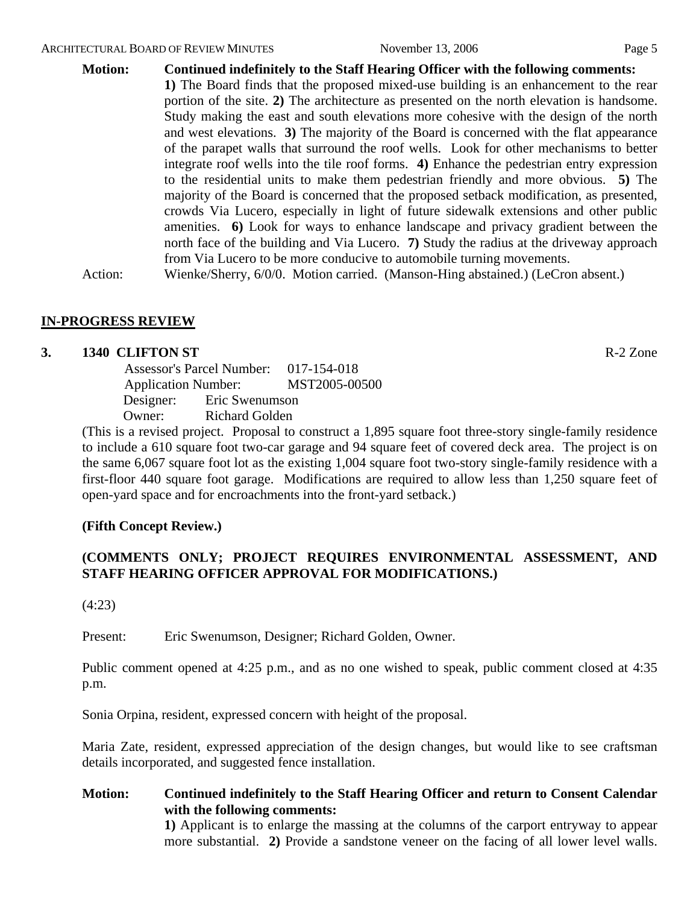**Motion:** **Continued indefinitely to the Staff Hearing Officer with the following comments:**
**1)** The Board finds that the proposed mixed-use building is an enhancement to the rear portion of the site. **2)** The architecture as presented on the north elevation is handsome. Study making the east and south elevations more cohesive with the design of the north and west elevations. **3)** The majority of the Board is concerned with the flat appearance of the parapet walls that surround the roof wells. Look for other mechanisms to better integrate roof wells into the tile roof forms. **4)** Enhance the pedestrian entry expression to the residential units to make them pedestrian friendly and more obvious. **5)** The majority of the Board is concerned that the proposed setback modification, as presented, crowds Via Lucero, especially in light of future sidewalk extensions and other public amenities. **6)** Look for ways to enhance landscape and privacy gradient between the north face of the building and Via Lucero. **7)** Study the radius at the driveway approach from Via Lucero to be more conducive to automobile turning movements.

Action: Wienke/Sherry, 6/0/0. Motion carried. (Manson-Hing abstained.) (LeCron absent.)

## IN-PROGRESS REVIEW

### 3. 1340 CLIFTON ST — R-2 Zone

Assessor's Parcel Number: 017-154-018
Application Number: MST2005-00500
Designer: Eric Swenumson
Owner: Richard Golden

(This is a revised project. Proposal to construct a 1,895 square foot three-story single-family residence to include a 610 square foot two-car garage and 94 square feet of covered deck area. The project is on the same 6,067 square foot lot as the existing 1,004 square foot two-story single-family residence with a first-floor 440 square foot garage. Modifications are required to allow less than 1,250 square feet of open-yard space and for encroachments into the front-yard setback.)

**(Fifth Concept Review.)**

**(COMMENTS ONLY; PROJECT REQUIRES ENVIRONMENTAL ASSESSMENT, AND STAFF HEARING OFFICER APPROVAL FOR MODIFICATIONS.)**

(4:23)

Present: Eric Swenumson, Designer; Richard Golden, Owner.

Public comment opened at 4:25 p.m., and as no one wished to speak, public comment closed at 4:35 p.m.

Sonia Orpina, resident, expressed concern with height of the proposal.

Maria Zate, resident, expressed appreciation of the design changes, but would like to see craftsman details incorporated, and suggested fence installation.

**Motion:** **Continued indefinitely to the Staff Hearing Officer and return to Consent Calendar with the following comments:**
**1)** Applicant is to enlarge the massing at the columns of the carport entryway to appear more substantial. **2)** Provide a sandstone veneer on the facing of all lower level walls.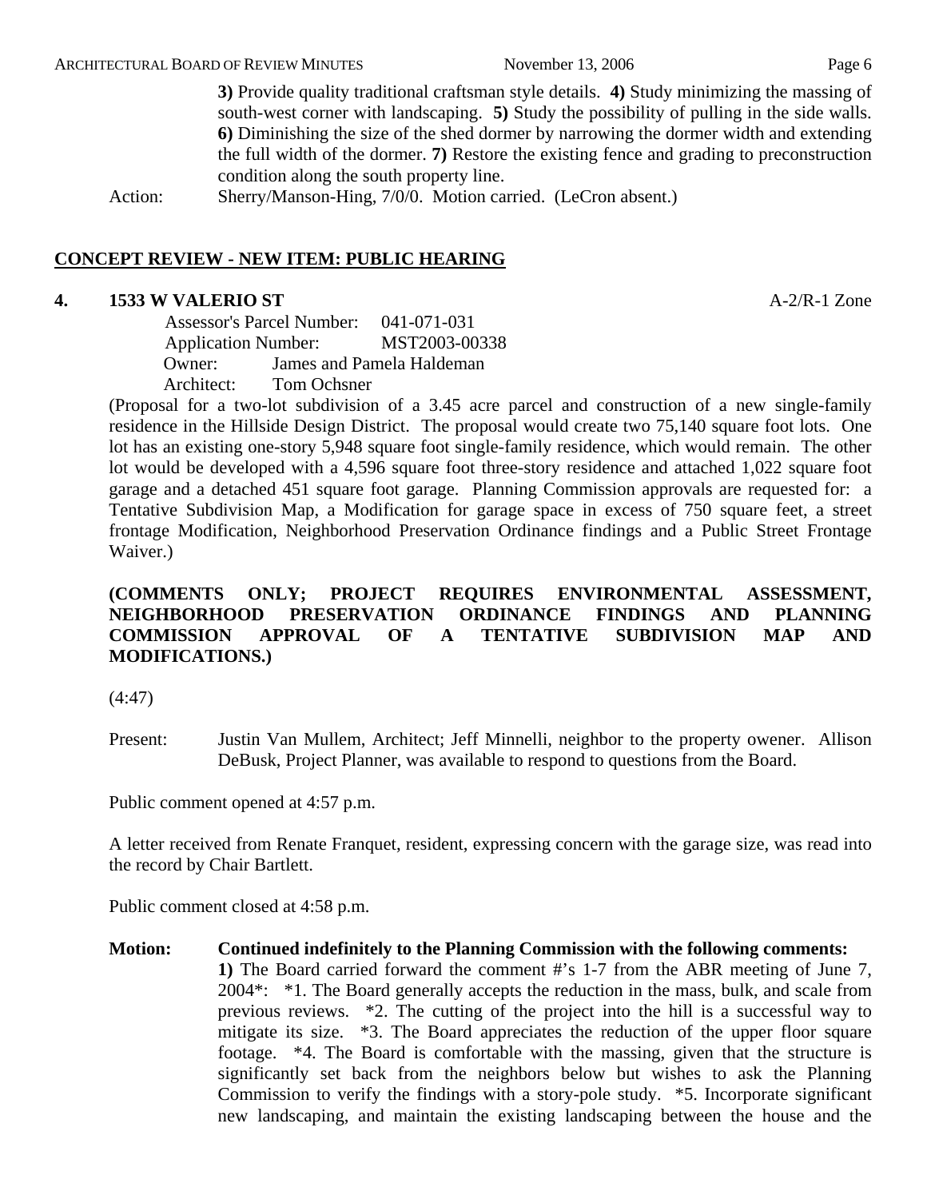**3)** Provide quality traditional craftsman style details. **4)** Study minimizing the massing of south-west corner with landscaping. **5)** Study the possibility of pulling in the side walls. **6)** Diminishing the size of the shed dormer by narrowing the dormer width and extending the full width of the dormer. **7)** Restore the existing fence and grading to preconstruction condition along the south property line.

Action: Sherry/Manson-Hing, 7/0/0. Motion carried. (LeCron absent.)

## CONCEPT REVIEW - NEW ITEM: PUBLIC HEARING

### 4. 1533 W VALERIO ST

A-2/R-1 Zone

Assessor's Parcel Number: 041-071-031
Application Number: MST2003-00338
Owner: James and Pamela Haldeman
Architect: Tom Ochsner

(Proposal for a two-lot subdivision of a 3.45 acre parcel and construction of a new single-family residence in the Hillside Design District. The proposal would create two 75,140 square foot lots. One lot has an existing one-story 5,948 square foot single-family residence, which would remain. The other lot would be developed with a 4,596 square foot three-story residence and attached 1,022 square foot garage and a detached 451 square foot garage. Planning Commission approvals are requested for: a Tentative Subdivision Map, a Modification for garage space in excess of 750 square feet, a street frontage Modification, Neighborhood Preservation Ordinance findings and a Public Street Frontage Waiver.)

**(COMMENTS ONLY; PROJECT REQUIRES ENVIRONMENTAL ASSESSMENT, NEIGHBORHOOD PRESERVATION ORDINANCE FINDINGS AND PLANNING COMMISSION APPROVAL OF A TENTATIVE SUBDIVISION MAP AND MODIFICATIONS.)**

(4:47)

Present: Justin Van Mullem, Architect; Jeff Minnelli, neighbor to the property owener. Allison DeBusk, Project Planner, was available to respond to questions from the Board.

Public comment opened at 4:57 p.m.

A letter received from Renate Franquet, resident, expressing concern with the garage size, was read into the record by Chair Bartlett.

Public comment closed at 4:58 p.m.

**Motion: Continued indefinitely to the Planning Commission with the following comments:**

**1)** The Board carried forward the comment #'s 1-7 from the ABR meeting of June 7, 2004*: *1. The Board generally accepts the reduction in the mass, bulk, and scale from previous reviews. *2. The cutting of the project into the hill is a successful way to mitigate its size. *3. The Board appreciates the reduction of the upper floor square footage. *4. The Board is comfortable with the massing, given that the structure is significantly set back from the neighbors below but wishes to ask the Planning Commission to verify the findings with a story-pole study. *5. Incorporate significant new landscaping, and maintain the existing landscaping between the house and the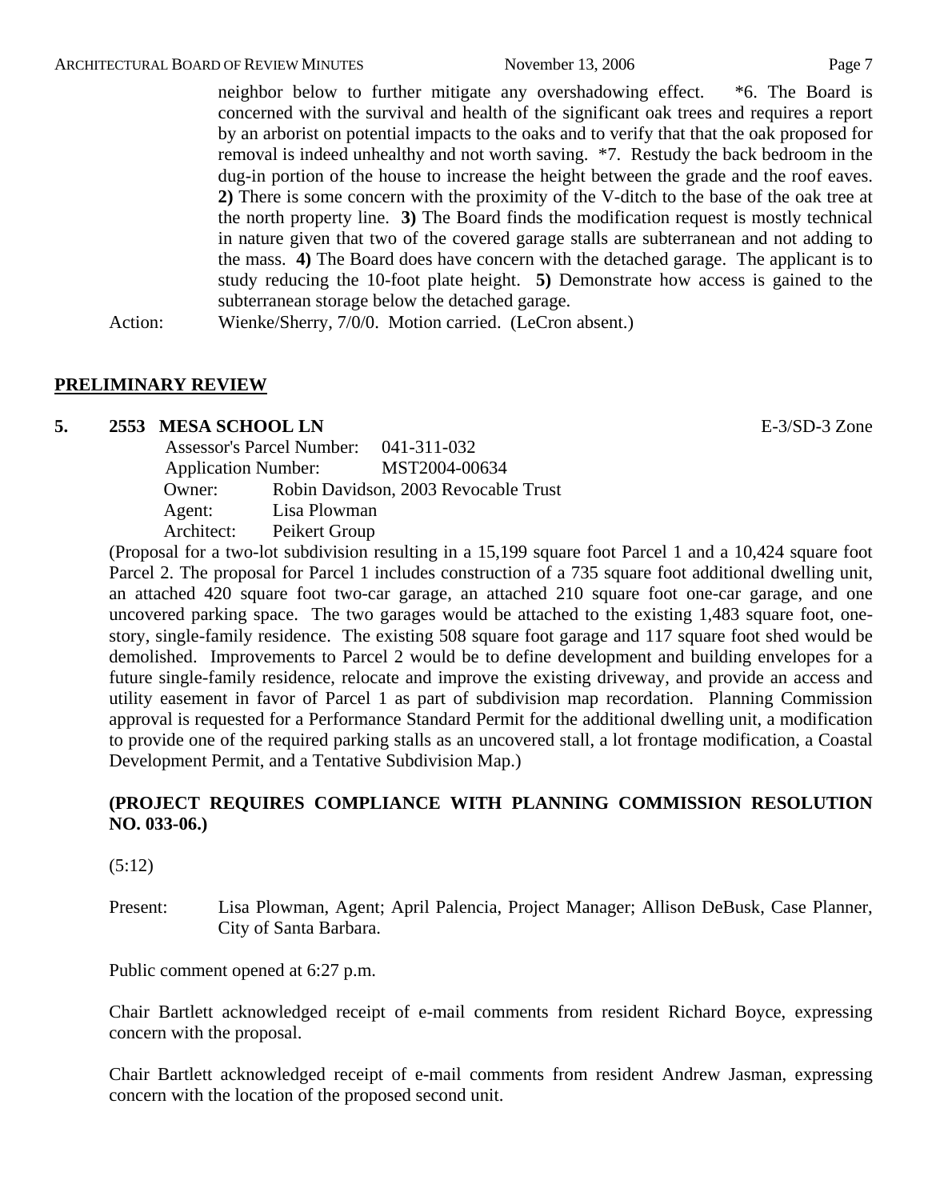neighbor below to further mitigate any overshadowing effect. *6. The Board is concerned with the survival and health of the significant oak trees and requires a report by an arborist on potential impacts to the oaks and to verify that that the oak proposed for removal is indeed unhealthy and not worth saving. *7. Restudy the back bedroom in the dug-in portion of the house to increase the height between the grade and the roof eaves. **2)** There is some concern with the proximity of the V-ditch to the base of the oak tree at the north property line. **3)** The Board finds the modification request is mostly technical in nature given that two of the covered garage stalls are subterranean and not adding to the mass. **4)** The Board does have concern with the detached garage. The applicant is to study reducing the 10-foot plate height. **5)** Demonstrate how access is gained to the subterranean storage below the detached garage.

Action: Wienke/Sherry, 7/0/0. Motion carried. (LeCron absent.)

## PRELIMINARY REVIEW

**5. 2553 MESA SCHOOL LN** E-3/SD-3 Zone

Assessor's Parcel Number: 041-311-032
Application Number: MST2004-00634
Owner: Robin Davidson, 2003 Revocable Trust
Agent: Lisa Plowman
Architect: Peikert Group

(Proposal for a two-lot subdivision resulting in a 15,199 square foot Parcel 1 and a 10,424 square foot Parcel 2. The proposal for Parcel 1 includes construction of a 735 square foot additional dwelling unit, an attached 420 square foot two-car garage, an attached 210 square foot one-car garage, and one uncovered parking space. The two garages would be attached to the existing 1,483 square foot, one-story, single-family residence. The existing 508 square foot garage and 117 square foot shed would be demolished. Improvements to Parcel 2 would be to define development and building envelopes for a future single-family residence, relocate and improve the existing driveway, and provide an access and utility easement in favor of Parcel 1 as part of subdivision map recordation. Planning Commission approval is requested for a Performance Standard Permit for the additional dwelling unit, a modification to provide one of the required parking stalls as an uncovered stall, a lot frontage modification, a Coastal Development Permit, and a Tentative Subdivision Map.)

**(PROJECT REQUIRES COMPLIANCE WITH PLANNING COMMISSION RESOLUTION NO. 033-06.)**

(5:12)

Present: Lisa Plowman, Agent; April Palencia, Project Manager; Allison DeBusk, Case Planner, City of Santa Barbara.

Public comment opened at 6:27 p.m.

Chair Bartlett acknowledged receipt of e-mail comments from resident Richard Boyce, expressing concern with the proposal.

Chair Bartlett acknowledged receipt of e-mail comments from resident Andrew Jasman, expressing concern with the location of the proposed second unit.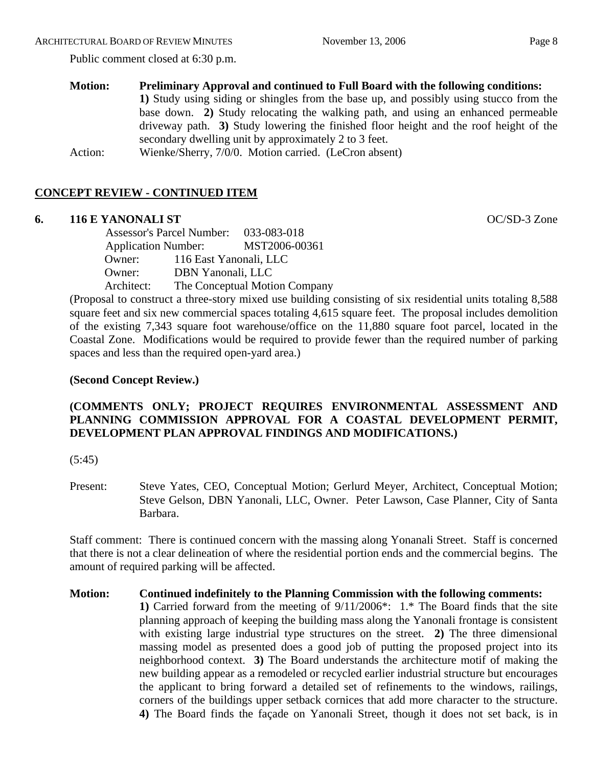Public comment closed at 6:30 p.m.

**Motion:** **Preliminary Approval and continued to Full Board with the following conditions:** **1)** Study using siding or shingles from the base up, and possibly using stucco from the base down. **2)** Study relocating the walking path, and using an enhanced permeable driveway path. **3)** Study lowering the finished floor height and the roof height of the secondary dwelling unit by approximately 2 to 3 feet.

Action: Wienke/Sherry, 7/0/0. Motion carried. (LeCron absent)

## CONCEPT REVIEW - CONTINUED ITEM

### 6. 116 E YANONALI ST

OC/SD-3 Zone

Assessor's Parcel Number: 033-083-018
Application Number: MST2006-00361
Owner: 116 East Yanonali, LLC
Owner: DBN Yanonali, LLC
Architect: The Conceptual Motion Company

(Proposal to construct a three-story mixed use building consisting of six residential units totaling 8,588 square feet and six new commercial spaces totaling 4,615 square feet. The proposal includes demolition of the existing 7,343 square foot warehouse/office on the 11,880 square foot parcel, located in the Coastal Zone. Modifications would be required to provide fewer than the required number of parking spaces and less than the required open-yard area.)

**(Second Concept Review.)**

**(COMMENTS ONLY; PROJECT REQUIRES ENVIRONMENTAL ASSESSMENT AND PLANNING COMMISSION APPROVAL FOR A COASTAL DEVELOPMENT PERMIT, DEVELOPMENT PLAN APPROVAL FINDINGS AND MODIFICATIONS.)**

(5:45)

Present: Steve Yates, CEO, Conceptual Motion; Gerlurd Meyer, Architect, Conceptual Motion; Steve Gelson, DBN Yanonali, LLC, Owner. Peter Lawson, Case Planner, City of Santa Barbara.

Staff comment: There is continued concern with the massing along Yonanali Street. Staff is concerned that there is not a clear delineation of where the residential portion ends and the commercial begins. The amount of required parking will be affected.

**Motion:** **Continued indefinitely to the Planning Commission with the following comments:** **1)** Carried forward from the meeting of 9/11/2006*: 1.* The Board finds that the site planning approach of keeping the building mass along the Yanonali frontage is consistent with existing large industrial type structures on the street. **2)** The three dimensional massing model as presented does a good job of putting the proposed project into its neighborhood context. **3)** The Board understands the architecture motif of making the new building appear as a remodeled or recycled earlier industrial structure but encourages the applicant to bring forward a detailed set of refinements to the windows, railings, corners of the buildings upper setback cornices that add more character to the structure. **4)** The Board finds the façade on Yanonali Street, though it does not set back, is in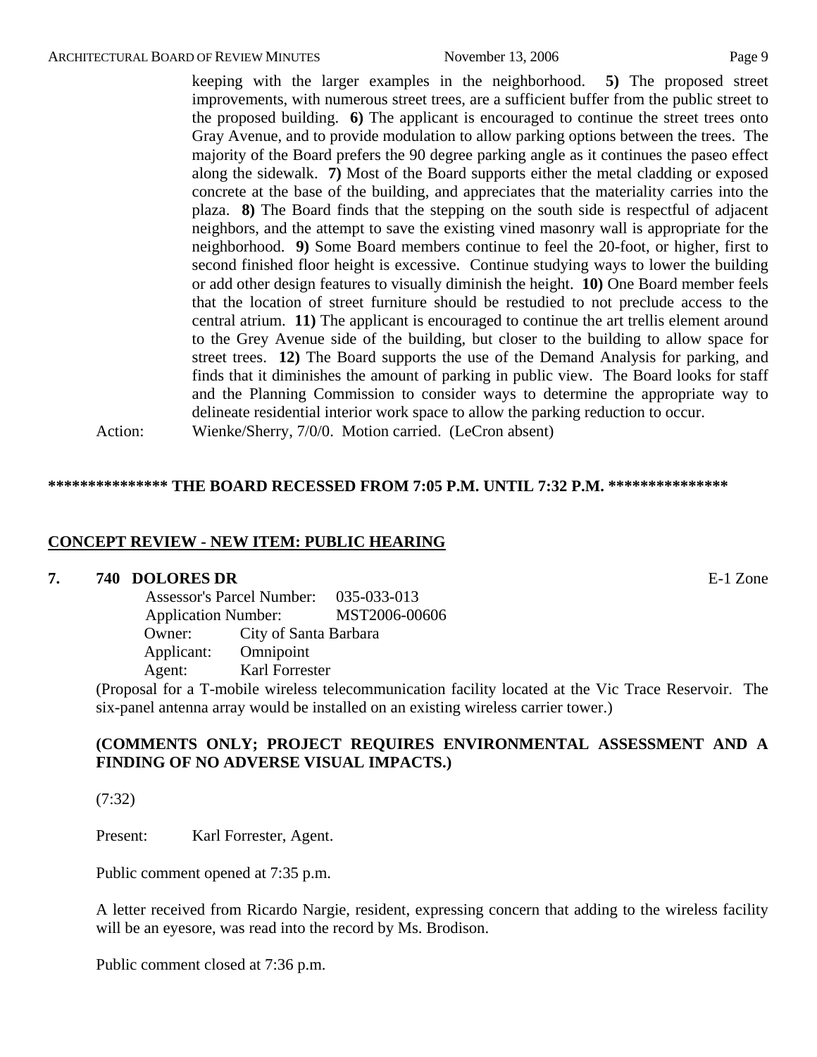keeping with the larger examples in the neighborhood. **5)** The proposed street improvements, with numerous street trees, are a sufficient buffer from the public street to the proposed building. **6)** The applicant is encouraged to continue the street trees onto Gray Avenue, and to provide modulation to allow parking options between the trees. The majority of the Board prefers the 90 degree parking angle as it continues the paseo effect along the sidewalk. **7)** Most of the Board supports either the metal cladding or exposed concrete at the base of the building, and appreciates that the materiality carries into the plaza. **8)** The Board finds that the stepping on the south side is respectful of adjacent neighbors, and the attempt to save the existing vined masonry wall is appropriate for the neighborhood. **9)** Some Board members continue to feel the 20-foot, or higher, first to second finished floor height is excessive. Continue studying ways to lower the building or add other design features to visually diminish the height. **10)** One Board member feels that the location of street furniture should be restudied to not preclude access to the central atrium. **11)** The applicant is encouraged to continue the art trellis element around to the Grey Avenue side of the building, but closer to the building to allow space for street trees. **12)** The Board supports the use of the Demand Analysis for parking, and finds that it diminishes the amount of parking in public view. The Board looks for staff and the Planning Commission to consider ways to determine the appropriate way to delineate residential interior work space to allow the parking reduction to occur.

Action: Wienke/Sherry, 7/0/0. Motion carried. (LeCron absent)

**\*\*\*\*\*\*\*\*\*\*\*\*\*\*\* THE BOARD RECESSED FROM 7:05 P.M. UNTIL 7:32 P.M. \*\*\*\*\*\*\*\*\*\*\*\*\*\*\***

## CONCEPT REVIEW - NEW ITEM: PUBLIC HEARING

**7. 740 DOLORES DR** E-1 Zone

Assessor's Parcel Number: 035-033-013
Application Number: MST2006-00606
Owner: City of Santa Barbara
Applicant: Omnipoint
Agent: Karl Forrester

(Proposal for a T-mobile wireless telecommunication facility located at the Vic Trace Reservoir. The six-panel antenna array would be installed on an existing wireless carrier tower.)

**(COMMENTS ONLY; PROJECT REQUIRES ENVIRONMENTAL ASSESSMENT AND A FINDING OF NO ADVERSE VISUAL IMPACTS.)**

(7:32)

Present: Karl Forrester, Agent.

Public comment opened at 7:35 p.m.

A letter received from Ricardo Nargie, resident, expressing concern that adding to the wireless facility will be an eyesore, was read into the record by Ms. Brodison.

Public comment closed at 7:36 p.m.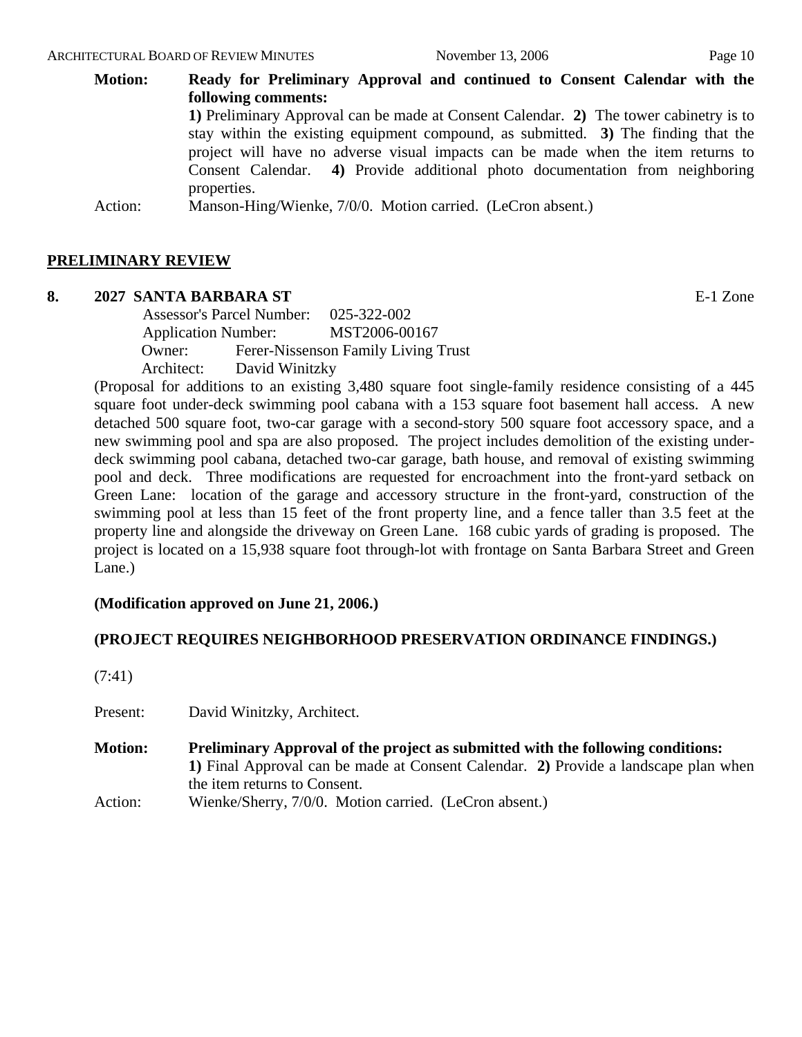**Motion:** **Ready for Preliminary Approval and continued to Consent Calendar with the following comments:**
**1)** Preliminary Approval can be made at Consent Calendar. **2)** The tower cabinetry is to stay within the existing equipment compound, as submitted. **3)** The finding that the project will have no adverse visual impacts can be made when the item returns to Consent Calendar. **4)** Provide additional photo documentation from neighboring properties.

Action: Manson-Hing/Wienke, 7/0/0. Motion carried. (LeCron absent.)

## PRELIMINARY REVIEW

### 8. 2027 SANTA BARBARA ST — E-1 Zone

Assessor's Parcel Number: 025-322-002
Application Number: MST2006-00167
Owner: Ferer-Nissenson Family Living Trust
Architect: David Winitzky

(Proposal for additions to an existing 3,480 square foot single-family residence consisting of a 445 square foot under-deck swimming pool cabana with a 153 square foot basement hall access. A new detached 500 square foot, two-car garage with a second-story 500 square foot accessory space, and a new swimming pool and spa are also proposed. The project includes demolition of the existing under-deck swimming pool cabana, detached two-car garage, bath house, and removal of existing swimming pool and deck. Three modifications are requested for encroachment into the front-yard setback on Green Lane: location of the garage and accessory structure in the front-yard, construction of the swimming pool at less than 15 feet of the front property line, and a fence taller than 3.5 feet at the property line and alongside the driveway on Green Lane. 168 cubic yards of grading is proposed. The project is located on a 15,938 square foot through-lot with frontage on Santa Barbara Street and Green Lane.)

**(Modification approved on June 21, 2006.)**

**(PROJECT REQUIRES NEIGHBORHOOD PRESERVATION ORDINANCE FINDINGS.)**

(7:41)

Present: David Winitzky, Architect.

**Motion:** **Preliminary Approval of the project as submitted with the following conditions:**
**1)** Final Approval can be made at Consent Calendar. **2)** Provide a landscape plan when the item returns to Consent.

Action: Wienke/Sherry, 7/0/0. Motion carried. (LeCron absent.)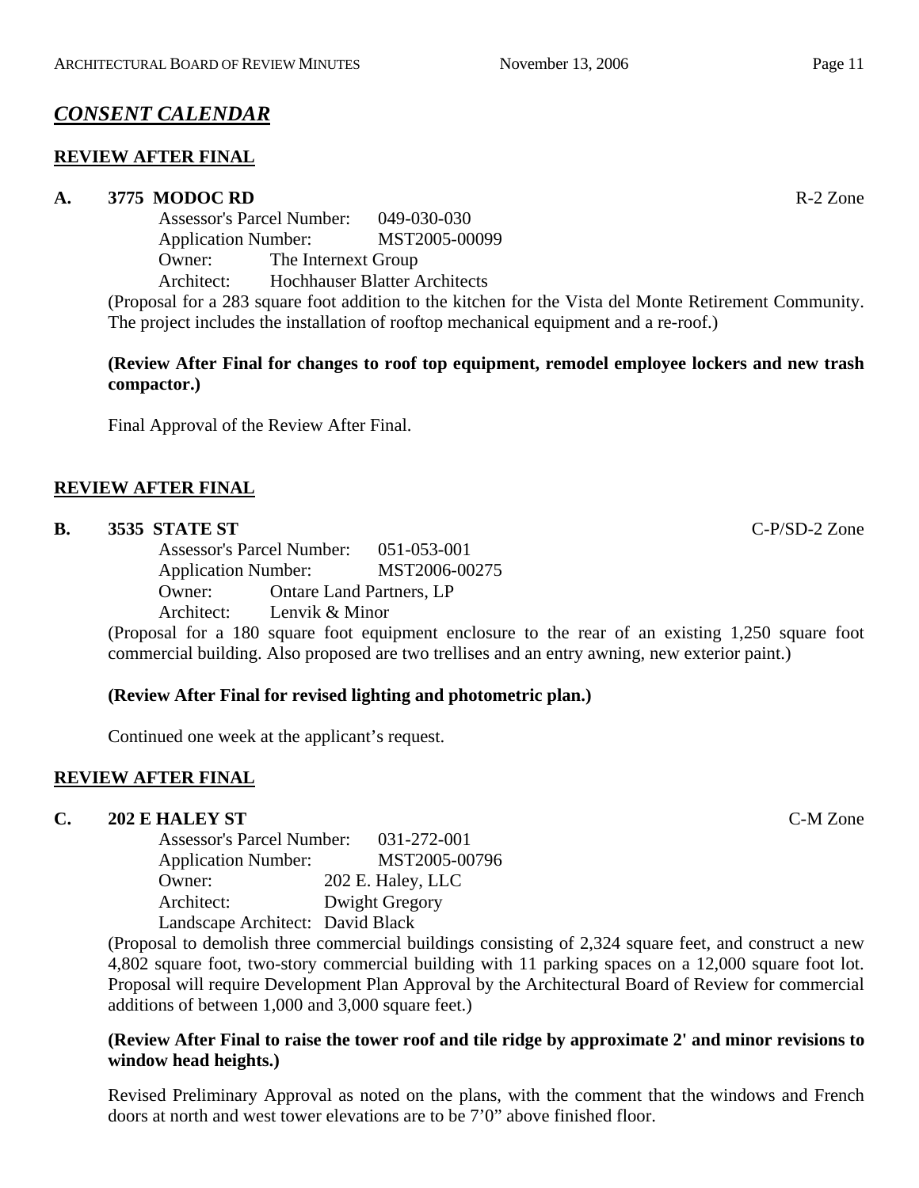## *CONSENT CALENDAR*

### REVIEW AFTER FINAL

**A. 3775 MODOC RD** R-2 Zone

Assessor's Parcel Number: 049-030-030
Application Number: MST2005-00099
Owner: The Internext Group
Architect: Hochhauser Blatter Architects

(Proposal for a 283 square foot addition to the kitchen for the Vista del Monte Retirement Community. The project includes the installation of rooftop mechanical equipment and a re-roof.)

**(Review After Final for changes to roof top equipment, remodel employee lockers and new trash compactor.)**

Final Approval of the Review After Final.

### REVIEW AFTER FINAL

**B. 3535 STATE ST** C-P/SD-2 Zone

Assessor's Parcel Number: 051-053-001
Application Number: MST2006-00275
Owner: Ontare Land Partners, LP
Architect: Lenvik & Minor

(Proposal for a 180 square foot equipment enclosure to the rear of an existing 1,250 square foot commercial building. Also proposed are two trellises and an entry awning, new exterior paint.)

**(Review After Final for revised lighting and photometric plan.)**

Continued one week at the applicant's request.

### REVIEW AFTER FINAL

**C. 202 E HALEY ST** C-M Zone

Assessor's Parcel Number: 031-272-001
Application Number: MST2005-00796
Owner: 202 E. Haley, LLC
Architect: Dwight Gregory
Landscape Architect: David Black

(Proposal to demolish three commercial buildings consisting of 2,324 square feet, and construct a new 4,802 square foot, two-story commercial building with 11 parking spaces on a 12,000 square foot lot. Proposal will require Development Plan Approval by the Architectural Board of Review for commercial additions of between 1,000 and 3,000 square feet.)

**(Review After Final to raise the tower roof and tile ridge by approximate 2' and minor revisions to window head heights.)**

Revised Preliminary Approval as noted on the plans, with the comment that the windows and French doors at north and west tower elevations are to be 7'0" above finished floor.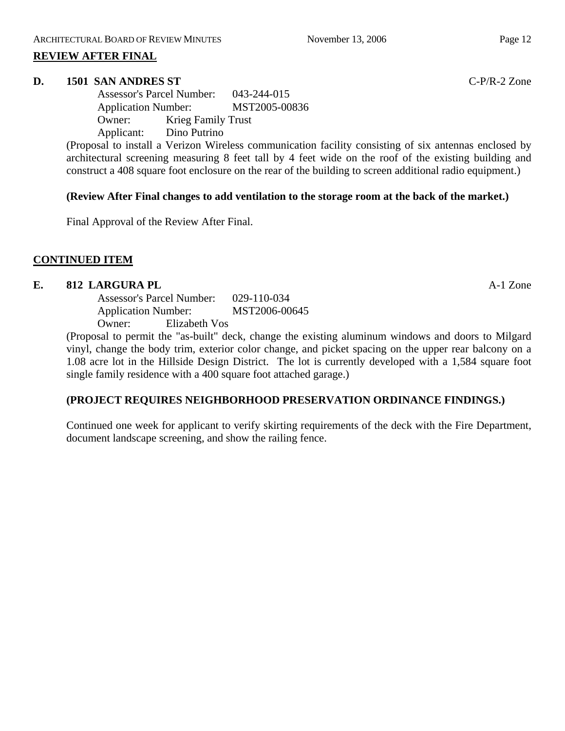## REVIEW AFTER FINAL

**D. 1501 SAN ANDRES ST** C-P/R-2 Zone

Assessor's Parcel Number: 043-244-015
Application Number: MST2005-00836
Owner: Krieg Family Trust
Applicant: Dino Putrino

(Proposal to install a Verizon Wireless communication facility consisting of six antennas enclosed by architectural screening measuring 8 feet tall by 4 feet wide on the roof of the existing building and construct a 408 square foot enclosure on the rear of the building to screen additional radio equipment.)

**(Review After Final changes to add ventilation to the storage room at the back of the market.)**

Final Approval of the Review After Final.

## CONTINUED ITEM

**E. 812 LARGURA PL** A-1 Zone

Assessor's Parcel Number: 029-110-034
Application Number: MST2006-00645
Owner: Elizabeth Vos

(Proposal to permit the "as-built" deck, change the existing aluminum windows and doors to Milgard vinyl, change the body trim, exterior color change, and picket spacing on the upper rear balcony on a 1.08 acre lot in the Hillside Design District. The lot is currently developed with a 1,584 square foot single family residence with a 400 square foot attached garage.)

**(PROJECT REQUIRES NEIGHBORHOOD PRESERVATION ORDINANCE FINDINGS.)**

Continued one week for applicant to verify skirting requirements of the deck with the Fire Department, document landscape screening, and show the railing fence.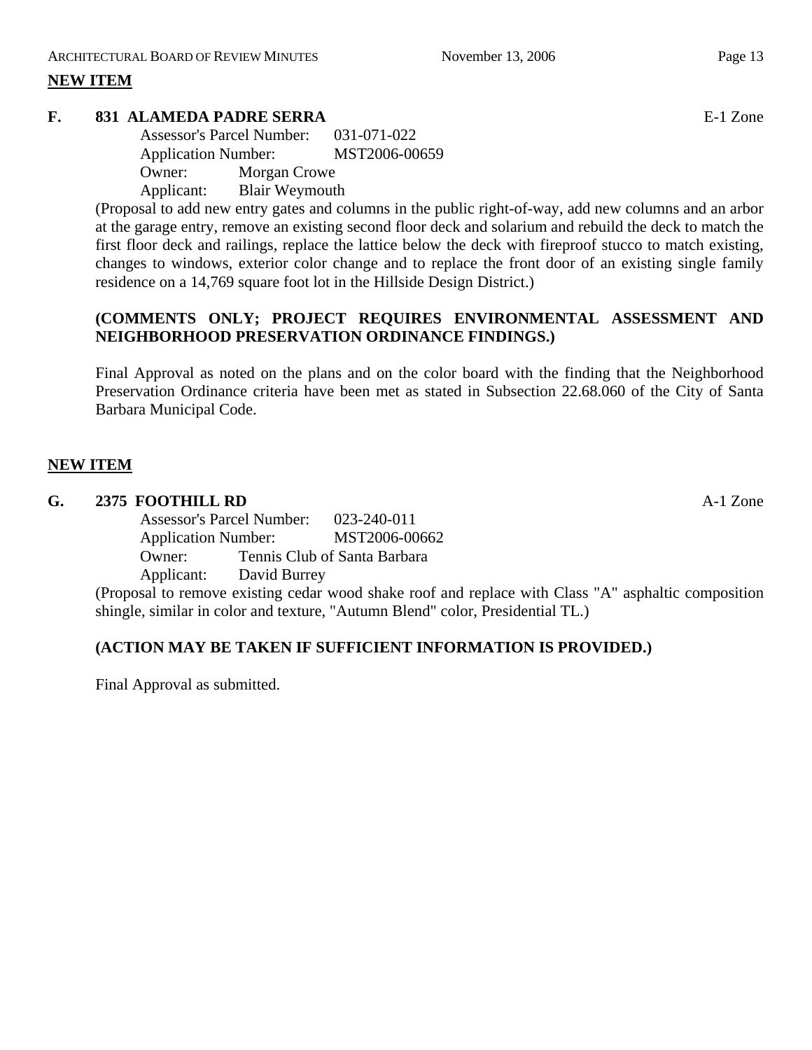## NEW ITEM

### F. 831 ALAMEDA PADRE SERRA

E-1 Zone

Assessor's Parcel Number: 031-071-022
Application Number: MST2006-00659
Owner: Morgan Crowe
Applicant: Blair Weymouth

(Proposal to add new entry gates and columns in the public right-of-way, add new columns and an arbor at the garage entry, remove an existing second floor deck and solarium and rebuild the deck to match the first floor deck and railings, replace the lattice below the deck with fireproof stucco to match existing, changes to windows, exterior color change and to replace the front door of an existing single family residence on a 14,769 square foot lot in the Hillside Design District.)

**(COMMENTS ONLY; PROJECT REQUIRES ENVIRONMENTAL ASSESSMENT AND NEIGHBORHOOD PRESERVATION ORDINANCE FINDINGS.)**

Final Approval as noted on the plans and on the color board with the finding that the Neighborhood Preservation Ordinance criteria have been met as stated in Subsection 22.68.060 of the City of Santa Barbara Municipal Code.

## NEW ITEM

### G. 2375 FOOTHILL RD

A-1 Zone

Assessor's Parcel Number: 023-240-011
Application Number: MST2006-00662
Owner: Tennis Club of Santa Barbara
Applicant: David Burrey

(Proposal to remove existing cedar wood shake roof and replace with Class "A" asphaltic composition shingle, similar in color and texture, "Autumn Blend" color, Presidential TL.)

**(ACTION MAY BE TAKEN IF SUFFICIENT INFORMATION IS PROVIDED.)**

Final Approval as submitted.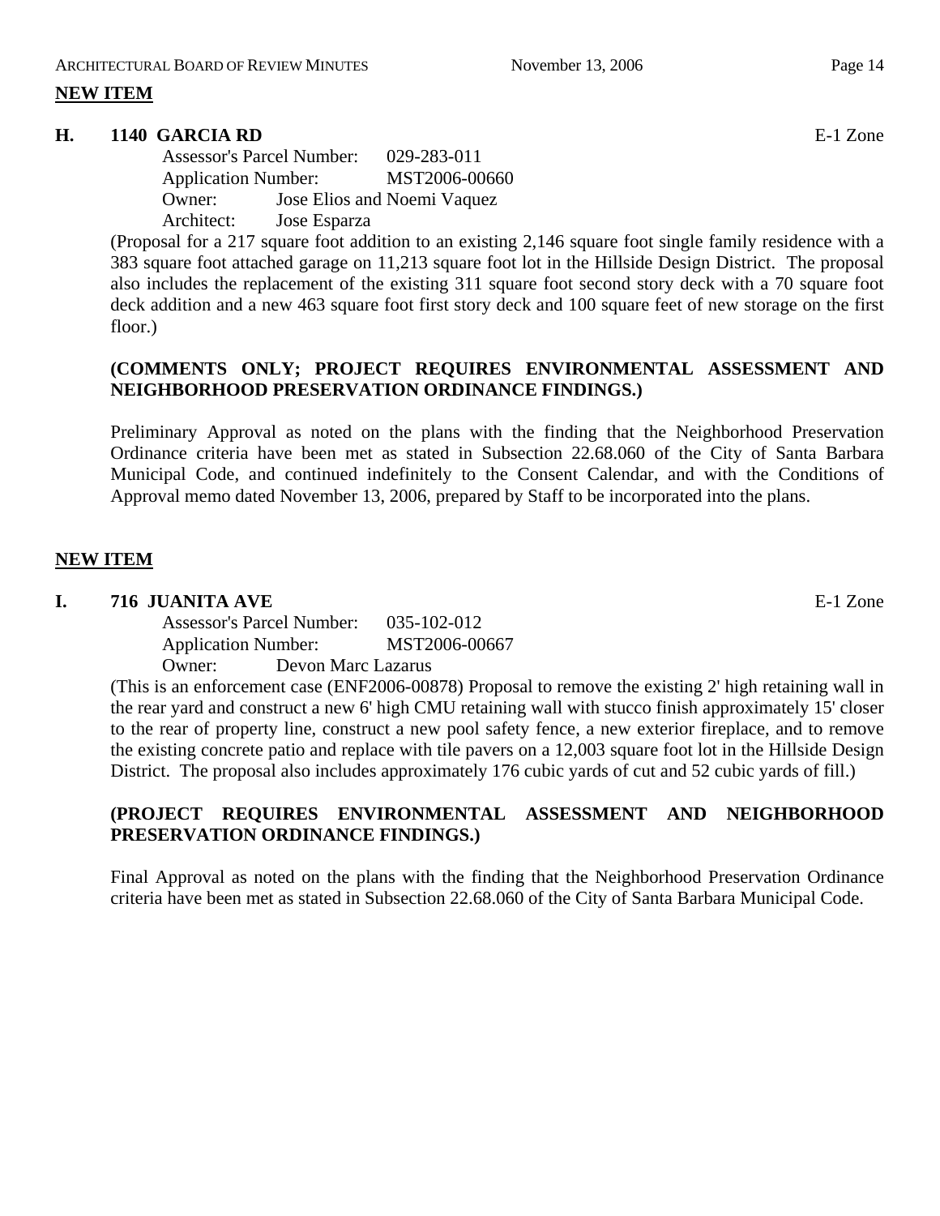**NEW ITEM**

**H. 1140 GARCIA RD** E-1 Zone

Assessor's Parcel Number: 029-283-011
Application Number: MST2006-00660
Owner: Jose Elios and Noemi Vaquez
Architect: Jose Esparza

(Proposal for a 217 square foot addition to an existing 2,146 square foot single family residence with a 383 square foot attached garage on 11,213 square foot lot in the Hillside Design District. The proposal also includes the replacement of the existing 311 square foot second story deck with a 70 square foot deck addition and a new 463 square foot first story deck and 100 square feet of new storage on the first floor.)

**(COMMENTS ONLY; PROJECT REQUIRES ENVIRONMENTAL ASSESSMENT AND NEIGHBORHOOD PRESERVATION ORDINANCE FINDINGS.)**

Preliminary Approval as noted on the plans with the finding that the Neighborhood Preservation Ordinance criteria have been met as stated in Subsection 22.68.060 of the City of Santa Barbara Municipal Code, and continued indefinitely to the Consent Calendar, and with the Conditions of Approval memo dated November 13, 2006, prepared by Staff to be incorporated into the plans.

**NEW ITEM**

**I. 716 JUANITA AVE** E-1 Zone

Assessor's Parcel Number: 035-102-012
Application Number: MST2006-00667
Owner: Devon Marc Lazarus

(This is an enforcement case (ENF2006-00878) Proposal to remove the existing 2' high retaining wall in the rear yard and construct a new 6' high CMU retaining wall with stucco finish approximately 15' closer to the rear of property line, construct a new pool safety fence, a new exterior fireplace, and to remove the existing concrete patio and replace with tile pavers on a 12,003 square foot lot in the Hillside Design District. The proposal also includes approximately 176 cubic yards of cut and 52 cubic yards of fill.)

**(PROJECT REQUIRES ENVIRONMENTAL ASSESSMENT AND NEIGHBORHOOD PRESERVATION ORDINANCE FINDINGS.)**

Final Approval as noted on the plans with the finding that the Neighborhood Preservation Ordinance criteria have been met as stated in Subsection 22.68.060 of the City of Santa Barbara Municipal Code.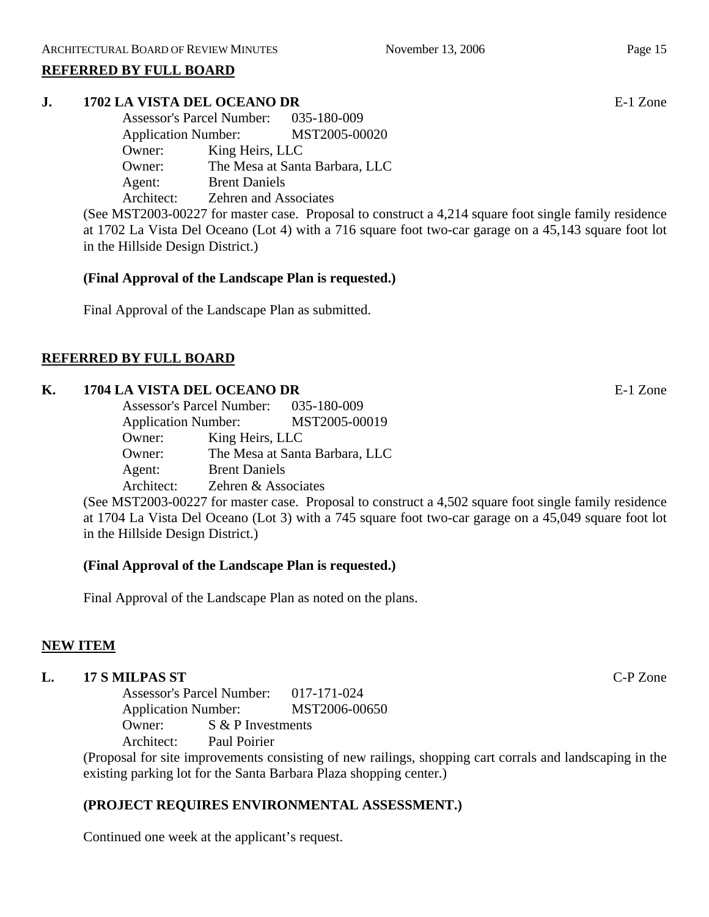**REFERRED BY FULL BOARD**

**J. 1702 LA VISTA DEL OCEANO DR** E-1 Zone

Assessor's Parcel Number: 035-180-009
Application Number: MST2005-00020
Owner: King Heirs, LLC
Owner: The Mesa at Santa Barbara, LLC
Agent: Brent Daniels
Architect: Zehren and Associates

(See MST2003-00227 for master case. Proposal to construct a 4,214 square foot single family residence at 1702 La Vista Del Oceano (Lot 4) with a 716 square foot two-car garage on a 45,143 square foot lot in the Hillside Design District.)

**(Final Approval of the Landscape Plan is requested.)**

Final Approval of the Landscape Plan as submitted.

**REFERRED BY FULL BOARD**

**K. 1704 LA VISTA DEL OCEANO DR** E-1 Zone

Assessor's Parcel Number: 035-180-009
Application Number: MST2005-00019
Owner: King Heirs, LLC
Owner: The Mesa at Santa Barbara, LLC
Agent: Brent Daniels
Architect: Zehren & Associates

(See MST2003-00227 for master case. Proposal to construct a 4,502 square foot single family residence at 1704 La Vista Del Oceano (Lot 3) with a 745 square foot two-car garage on a 45,049 square foot lot in the Hillside Design District.)

**(Final Approval of the Landscape Plan is requested.)**

Final Approval of the Landscape Plan as noted on the plans.

**NEW ITEM**

**L. 17 S MILPAS ST** C-P Zone

Assessor's Parcel Number: 017-171-024
Application Number: MST2006-00650
Owner: S & P Investments
Architect: Paul Poirier

(Proposal for site improvements consisting of new railings, shopping cart corrals and landscaping in the existing parking lot for the Santa Barbara Plaza shopping center.)

**(PROJECT REQUIRES ENVIRONMENTAL ASSESSMENT.)**

Continued one week at the applicant's request.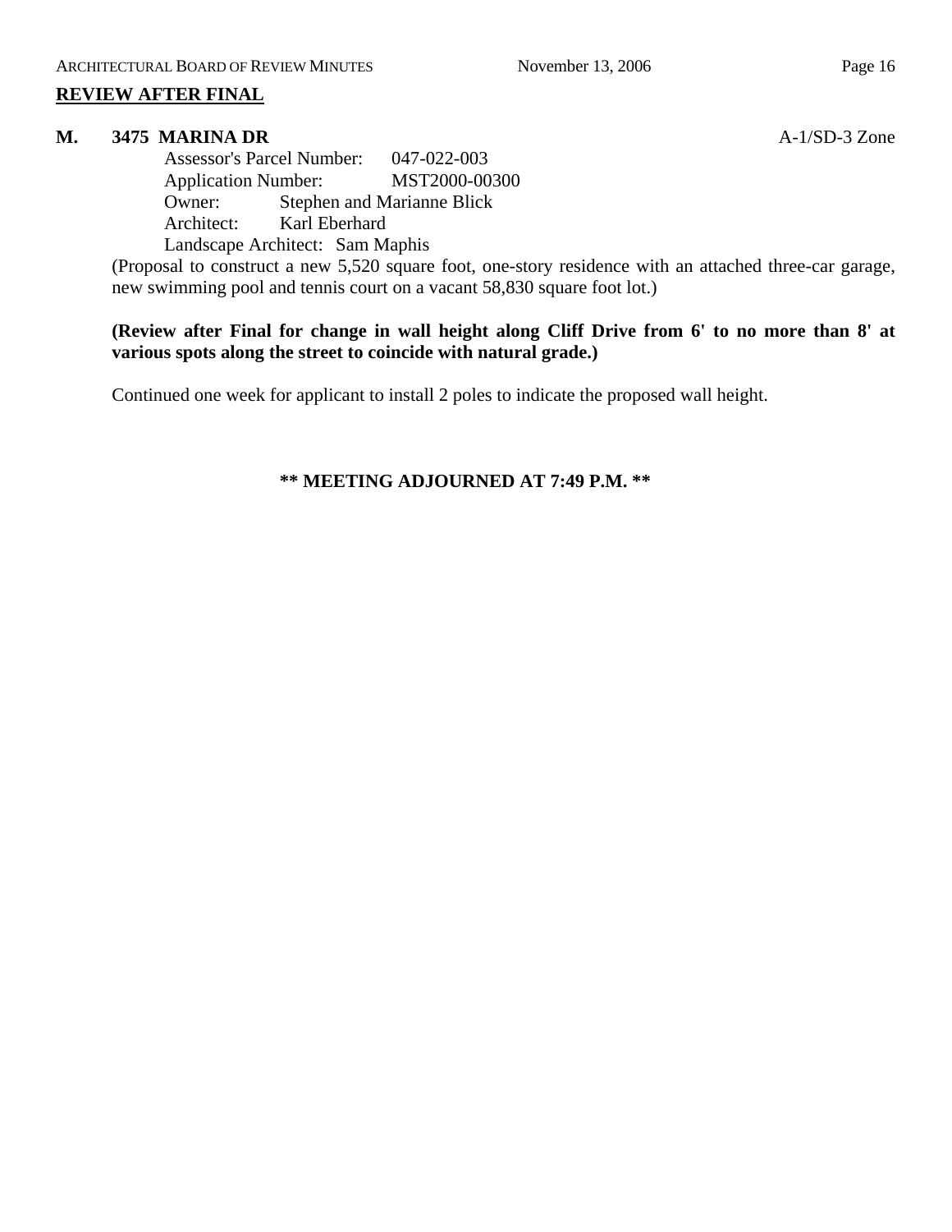## REVIEW AFTER FINAL

**M. 3475 MARINA DR** A-1/SD-3 Zone

Assessor's Parcel Number: 047-022-003
Application Number: MST2000-00300
Owner: Stephen and Marianne Blick
Architect: Karl Eberhard
Landscape Architect: Sam Maphis

(Proposal to construct a new 5,520 square foot, one-story residence with an attached three-car garage, new swimming pool and tennis court on a vacant 58,830 square foot lot.)

**(Review after Final for change in wall height along Cliff Drive from 6' to no more than 8' at various spots along the street to coincide with natural grade.)**

Continued one week for applicant to install 2 poles to indicate the proposed wall height.

**\*\* MEETING ADJOURNED AT 7:49 P.M. \*\***